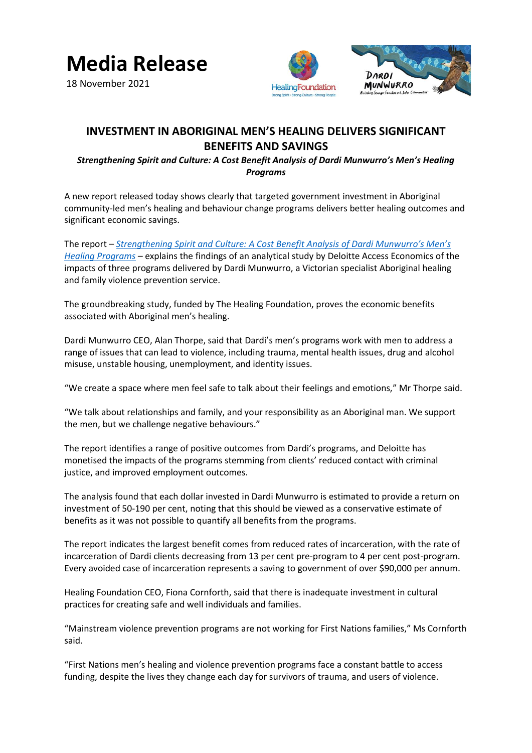# Media Release

18 November 2021

## INVESTMENT IN ABORIGINAL MEN'S HEALING DELIVERS SIGNIFICANT BENEFITS AND SAVINGS

***Strengthening Spirit and Culture: A Cost Benefit Analysis of Dardi Munwurro's Men's Healing Programs***

A new report released today shows clearly that targeted government investment in Aboriginal community-led men's healing and behaviour change programs delivers better healing outcomes and significant economic savings.

The report – *Strengthening Spirit and Culture: A Cost Benefit Analysis of Dardi Munwurro's Men's Healing Programs* – explains the findings of an analytical study by Deloitte Access Economics of the impacts of three programs delivered by Dardi Munwurro, a Victorian specialist Aboriginal healing and family violence prevention service.

The groundbreaking study, funded by The Healing Foundation, proves the economic benefits associated with Aboriginal men's healing.

Dardi Munwurro CEO, Alan Thorpe, said that Dardi's men's programs work with men to address a range of issues that can lead to violence, including trauma, mental health issues, drug and alcohol misuse, unstable housing, unemployment, and identity issues.

"We create a space where men feel safe to talk about their feelings and emotions," Mr Thorpe said.

"We talk about relationships and family, and your responsibility as an Aboriginal man. We support the men, but we challenge negative behaviours."

The report identifies a range of positive outcomes from Dardi's programs, and Deloitte has monetised the impacts of the programs stemming from clients' reduced contact with criminal justice, and improved employment outcomes.

The analysis found that each dollar invested in Dardi Munwurro is estimated to provide a return on investment of 50-190 per cent, noting that this should be viewed as a conservative estimate of benefits as it was not possible to quantify all benefits from the programs.

The report indicates the largest benefit comes from reduced rates of incarceration, with the rate of incarceration of Dardi clients decreasing from 13 per cent pre-program to 4 per cent post-program. Every avoided case of incarceration represents a saving to government of over $90,000 per annum.

Healing Foundation CEO, Fiona Cornforth, said that there is inadequate investment in cultural practices for creating safe and well individuals and families.

"Mainstream violence prevention programs are not working for First Nations families," Ms Cornforth said.

"First Nations men's healing and violence prevention programs face a constant battle to access funding, despite the lives they change each day for survivors of trauma, and users of violence.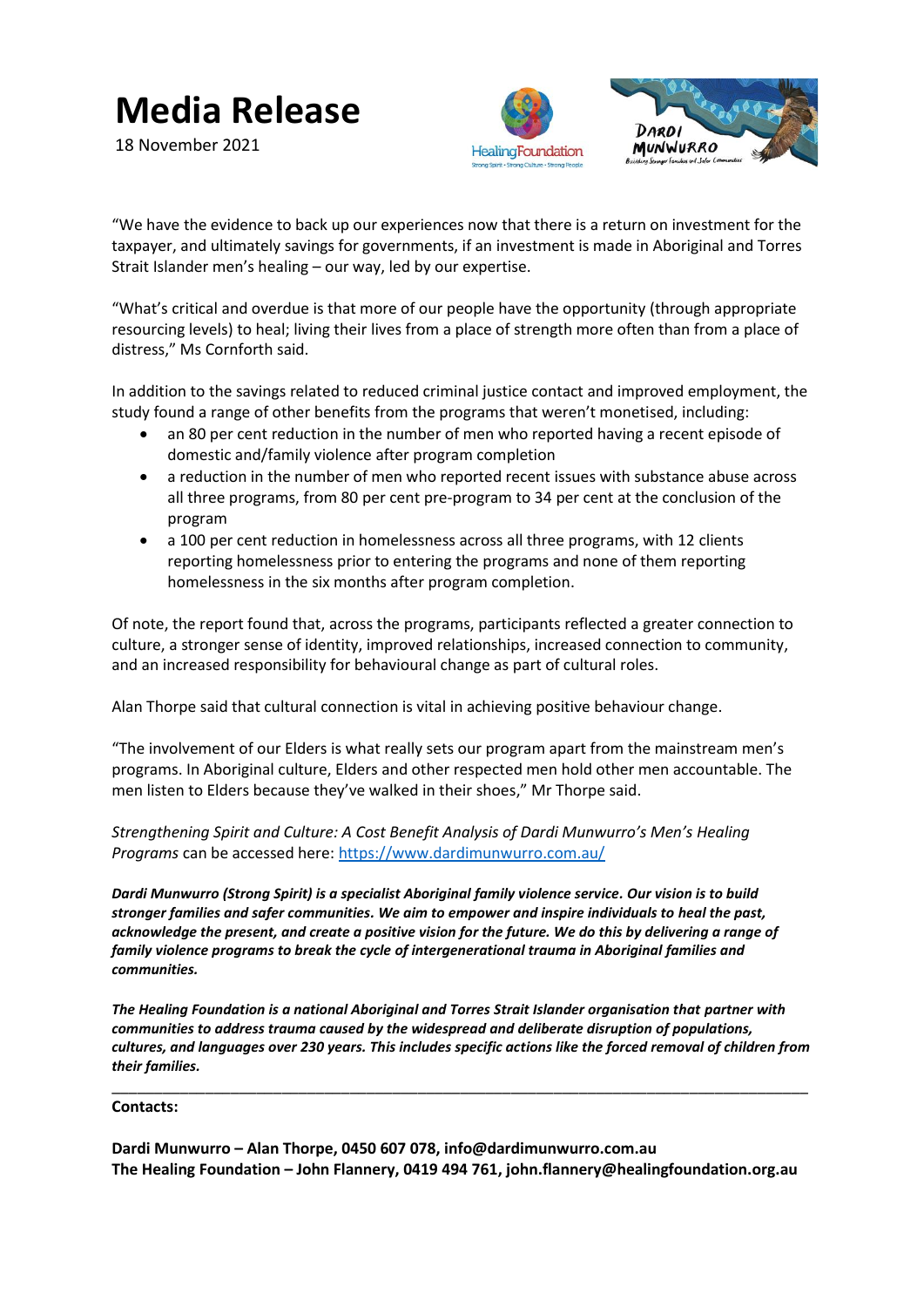# Media Release

18 November 2021

"We have the evidence to back up our experiences now that there is a return on investment for the taxpayer, and ultimately savings for governments, if an investment is made in Aboriginal and Torres Strait Islander men's healing – our way, led by our expertise.

"What's critical and overdue is that more of our people have the opportunity (through appropriate resourcing levels) to heal; living their lives from a place of strength more often than from a place of distress," Ms Cornforth said.

In addition to the savings related to reduced criminal justice contact and improved employment, the study found a range of other benefits from the programs that weren't monetised, including:

- an 80 per cent reduction in the number of men who reported having a recent episode of domestic and/family violence after program completion
- a reduction in the number of men who reported recent issues with substance abuse across all three programs, from 80 per cent pre-program to 34 per cent at the conclusion of the program
- a 100 per cent reduction in homelessness across all three programs, with 12 clients reporting homelessness prior to entering the programs and none of them reporting homelessness in the six months after program completion.

Of note, the report found that, across the programs, participants reflected a greater connection to culture, a stronger sense of identity, improved relationships, increased connection to community, and an increased responsibility for behavioural change as part of cultural roles.

Alan Thorpe said that cultural connection is vital in achieving positive behaviour change.

"The involvement of our Elders is what really sets our program apart from the mainstream men's programs. In Aboriginal culture, Elders and other respected men hold other men accountable. The men listen to Elders because they've walked in their shoes," Mr Thorpe said.

*Strengthening Spirit and Culture: A Cost Benefit Analysis of Dardi Munwurro's Men's Healing Programs* can be accessed here: https://www.dardimunwurro.com.au/

***Dardi Munwurro (Strong Spirit) is a specialist Aboriginal family violence service. Our vision is to build stronger families and safer communities. We aim to empower and inspire individuals to heal the past, acknowledge the present, and create a positive vision for the future. We do this by delivering a range of family violence programs to break the cycle of intergenerational trauma in Aboriginal families and communities.***

***The Healing Foundation is a national Aboriginal and Torres Strait Islander organisation that partner with communities to address trauma caused by the widespread and deliberate disruption of populations, cultures, and languages over 230 years. This includes specific actions like the forced removal of children from their families.***

---

**Contacts:**

**Dardi Munwurro – Alan Thorpe, 0450 607 078, info@dardimunwurro.com.au**
**The Healing Foundation – John Flannery, 0419 494 761, john.flannery@healingfoundation.org.au**